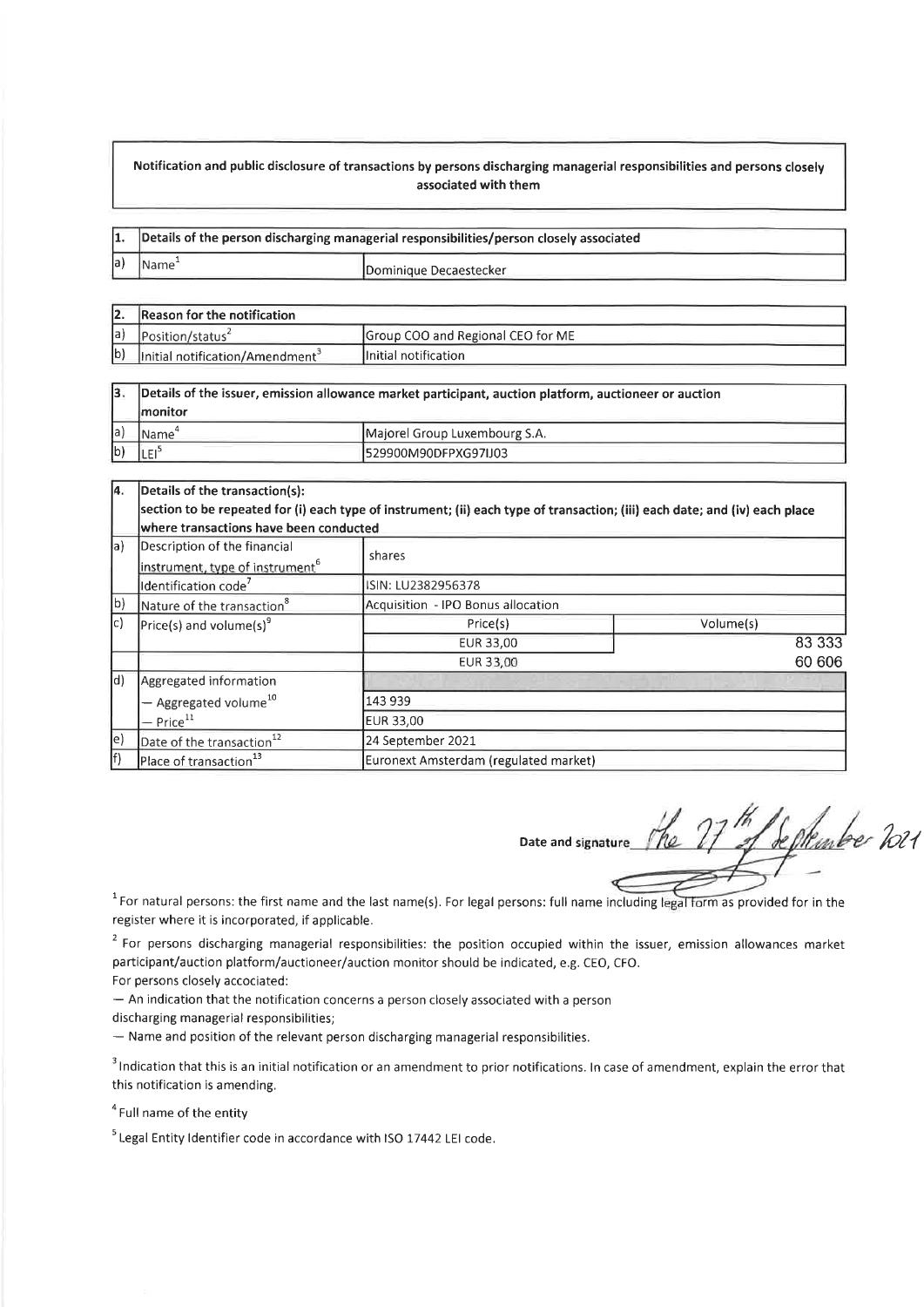**Notification and public disclosure of transactions by persons discharging managerial responsibilities and persons closely associated with them**

| 1. | Details of the person discharging managerial responsibilities/person closely associated | |
|---|---|---|
| a) | Name[1] | Dominique Decaestecker |

| 2. | Reason for the notification | |
|---|---|---|
| a) | Position/status[2] | Group COO and Regional CEO for ME |
| b) | Initial notification/Amendment[3] | Initial notification |

| 3. | Details of the issuer, emission allowance market participant, auction platform, auctioneer or auction monitor | |
|---|---|---|
| a) | Name[4] | Majorel Group Luxembourg S.A. |
| b) | LEI[5] | 529900M90DFPXG97IJ03 |

| 4. | Details of the transaction(s): section to be repeated for (i) each type of instrument; (ii) each type of transaction; (iii) each date; and (iv) each place where transactions have been conducted | | |
|---|---|---|---|
| a) | Description of the financial instrument, type of instrument[6] | shares | |
| | Identification code[7] | ISIN: LU2382956378 | |
| b) | Nature of the transaction[8] | Acquisition - IPO Bonus allocation | |
| c) | Price(s) and volume(s)[9] | Price(s) | Volume(s) |
| | | EUR 33,00 | 83 333 |
| | | EUR 33,00 | 60 606 |
| d) | Aggregated information | | |
| | — Aggregated volume[10] | 143 939 | |
| | — Price[11] | EUR 33,00 | |
| e) | Date of the transaction[12] | 24 September 2021 | |
| f) | Place of transaction[13] | Euronext Amsterdam (regulated market) | |

Date and signature *The 27th of September 2021*

[1] For natural persons: the first name and the last name(s). For legal persons: full name including legal form as provided for in the register where it is incorporated, if applicable.

[2] For persons discharging managerial responsibilities: the position occupied within the issuer, emission allowances market participant/auction platform/auctioneer/auction monitor should be indicated, e.g. CEO, CFO.
For persons closely accociated:
— An indication that the notification concerns a person closely associated with a person discharging managerial responsibilities;
— Name and position of the relevant person discharging managerial responsibilities.

[3] Indication that this is an initial notification or an amendment to prior notifications. In case of amendment, explain the error that this notification is amending.

[4] Full name of the entity

[5] Legal Entity Identifier code in accordance with ISO 17442 LEI code.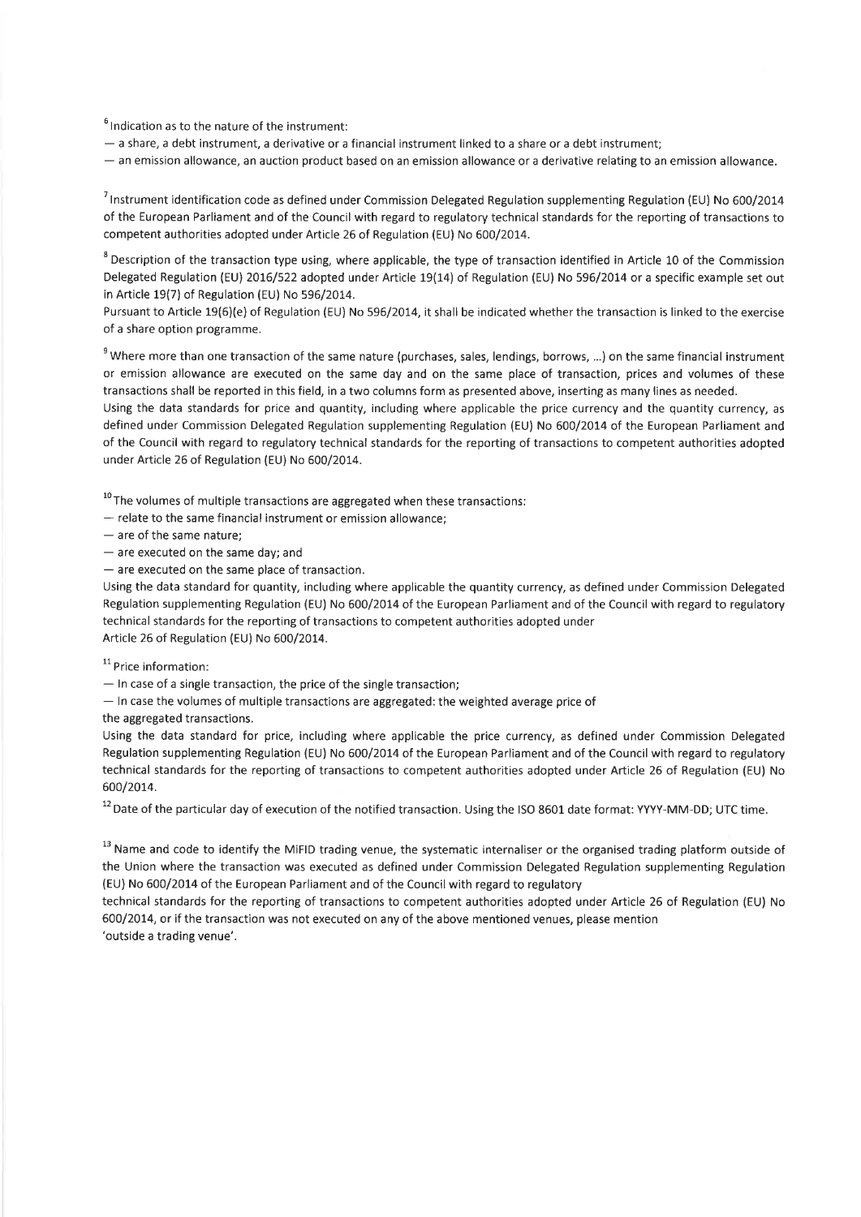[6] Indication as to the nature of the instrument:

— a share, a debt instrument, a derivative or a financial instrument linked to a share or a debt instrument;

— an emission allowance, an auction product based on an emission allowance or a derivative relating to an emission allowance.

[7] Instrument identification code as defined under Commission Delegated Regulation supplementing Regulation (EU) No 600/2014 of the European Parliament and of the Council with regard to regulatory technical standards for the reporting of transactions to competent authorities adopted under Article 26 of Regulation (EU) No 600/2014.

[8] Description of the transaction type using, where applicable, the type of transaction identified in Article 10 of the Commission Delegated Regulation (EU) 2016/522 adopted under Article 19(14) of Regulation (EU) No 596/2014 or a specific example set out in Article 19(7) of Regulation (EU) No 596/2014.
Pursuant to Article 19(6)(e) of Regulation (EU) No 596/2014, it shall be indicated whether the transaction is linked to the exercise of a share option programme.

[9] Where more than one transaction of the same nature (purchases, sales, lendings, borrows, ...) on the same financial instrument or emission allowance are executed on the same day and on the same place of transaction, prices and volumes of these transactions shall be reported in this field, in a two columns form as presented above, inserting as many lines as needed.
Using the data standards for price and quantity, including where applicable the price currency and the quantity currency, as defined under Commission Delegated Regulation supplementing Regulation (EU) No 600/2014 of the European Parliament and of the Council with regard to regulatory technical standards for the reporting of transactions to competent authorities adopted under Article 26 of Regulation (EU) No 600/2014.

[10] The volumes of multiple transactions are aggregated when these transactions:

— relate to the same financial instrument or emission allowance;

— are of the same nature;

— are executed on the same day; and

— are executed on the same place of transaction.

Using the data standard for quantity, including where applicable the quantity currency, as defined under Commission Delegated Regulation supplementing Regulation (EU) No 600/2014 of the European Parliament and of the Council with regard to regulatory technical standards for the reporting of transactions to competent authorities adopted under
Article 26 of Regulation (EU) No 600/2014.

[11] Price information:

— In case of a single transaction, the price of the single transaction;

— In case the volumes of multiple transactions are aggregated: the weighted average price of
the aggregated transactions.

Using the data standard for price, including where applicable the price currency, as defined under Commission Delegated Regulation supplementing Regulation (EU) No 600/2014 of the European Parliament and of the Council with regard to regulatory technical standards for the reporting of transactions to competent authorities adopted under Article 26 of Regulation (EU) No 600/2014.

[12] Date of the particular day of execution of the notified transaction. Using the ISO 8601 date format: YYYY-MM-DD; UTC time.

[13] Name and code to identify the MiFID trading venue, the systematic internaliser or the organised trading platform outside of the Union where the transaction was executed as defined under Commission Delegated Regulation supplementing Regulation (EU) No 600/2014 of the European Parliament and of the Council with regard to regulatory
technical standards for the reporting of transactions to competent authorities adopted under Article 26 of Regulation (EU) No 600/2014, or if the transaction was not executed on any of the above mentioned venues, please mention
'outside a trading venue'.